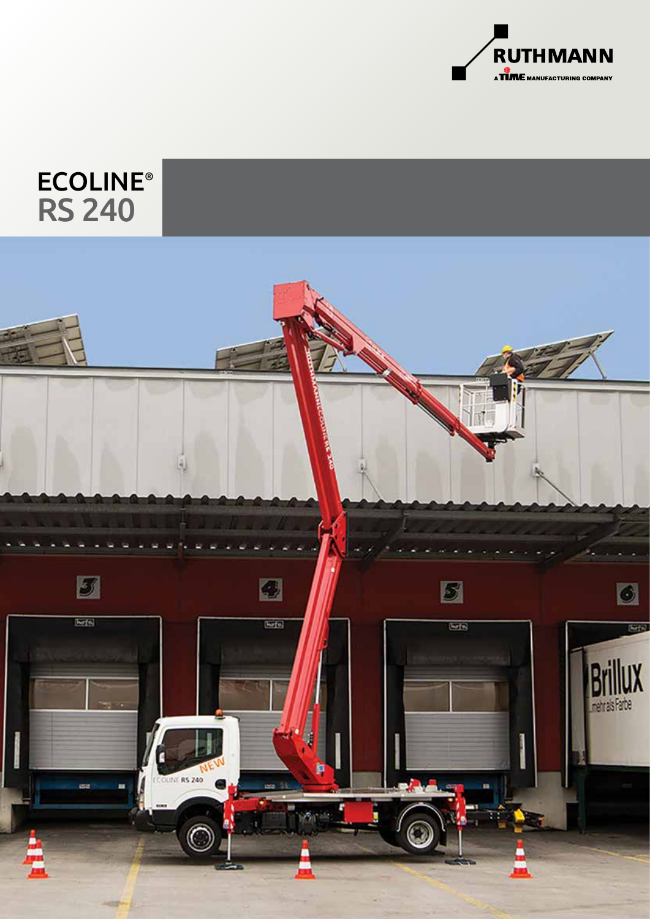RUTHMANN

A TIME MANUFACTURING COMPANY

# ECOLINE®
# RS 240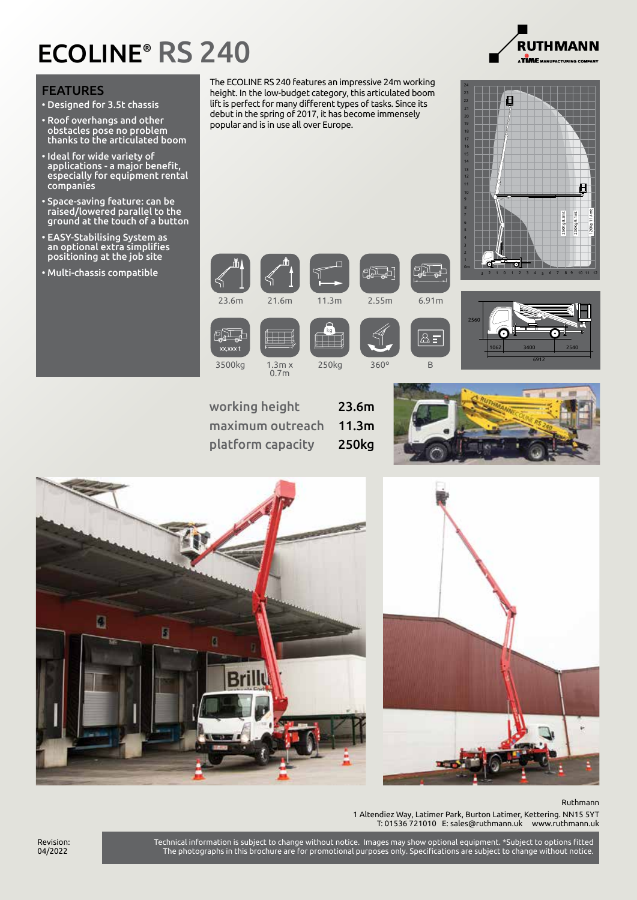# ECOLINE® RS 240

## FEATURES

- Designed for 3.5t chassis
- Roof overhangs and other obstacles pose no problem thanks to the articulated boom
- Ideal for wide variety of applications - a major benefit, especially for equipment rental companies
- Space-saving feature: can be raised/lowered parallel to the ground at the touch of a button
- EASY-Stabilising System as an optional extra simplifies positioning at the job site
- Multi-chassis compatible

The ECOLINE RS 240 features an impressive 24m working height. In the low-budget category, this articulated boom lift is perfect for many different types of tasks. Since its debut in the spring of 2017, it has become immensely popular and is in use all over Europe.

23.6m
21.6m
11.3m
2.55m
6.91m

3500kg
1.3m x 0.7m
250kg
360°
B

250kg 8.3m
200kg 9.1m
120kg 11.4m

2560
1062
3400
2540
6912

| | |
|---|---|
| working height | 23.6m |
| maximum outreach | 11.3m |
| platform capacity | 250kg |

Ruthmann
1 Altendiez Way, Latimer Park, Burton Latimer, Kettering. NN15 5YT
T: 01536 721010 E: sales@ruthmann.uk www.ruthmann.uk

Revision: 04/2022

Technical information is subject to change without notice. Images may show optional equipment. *Subject to options fitted
The photographs in this brochure are for promotional purposes only. Specifications are subject to change without notice.